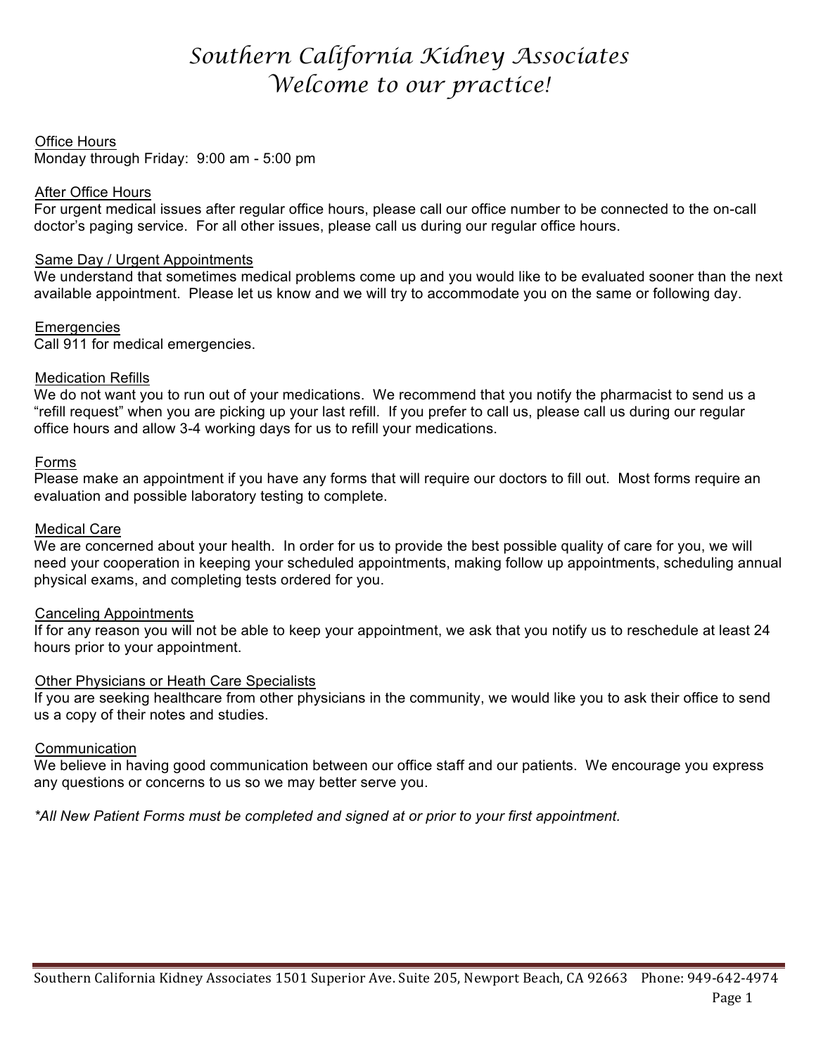# Southern California Kidney Associates
## Welcome to our practice!

**Office Hours**
Monday through Friday: 9:00 am - 5:00 pm

**After Office Hours**
For urgent medical issues after regular office hours, please call our office number to be connected to the on-call doctor's paging service. For all other issues, please call us during our regular office hours.

**Same Day / Urgent Appointments**
We understand that sometimes medical problems come up and you would like to be evaluated sooner than the next available appointment. Please let us know and we will try to accommodate you on the same or following day.

**Emergencies**
Call 911 for medical emergencies.

**Medication Refills**
We do not want you to run out of your medications. We recommend that you notify the pharmacist to send us a "refill request" when you are picking up your last refill. If you prefer to call us, please call us during our regular office hours and allow 3-4 working days for us to refill your medications.

**Forms**
Please make an appointment if you have any forms that will require our doctors to fill out. Most forms require an evaluation and possible laboratory testing to complete.

**Medical Care**
We are concerned about your health. In order for us to provide the best possible quality of care for you, we will need your cooperation in keeping your scheduled appointments, making follow up appointments, scheduling annual physical exams, and completing tests ordered for you.

**Canceling Appointments**
If for any reason you will not be able to keep your appointment, we ask that you notify us to reschedule at least 24 hours prior to your appointment.

**Other Physicians or Heath Care Specialists**
If you are seeking healthcare from other physicians in the community, we would like you to ask their office to send us a copy of their notes and studies.

**Communication**
We believe in having good communication between our office staff and our patients. We encourage you express any questions or concerns to us so we may better serve you.

*\*All New Patient Forms must be completed and signed at or prior to your first appointment.*

Southern California Kidney Associates 1501 Superior Ave. Suite 205, Newport Beach, CA 92663 Phone: 949-642-4974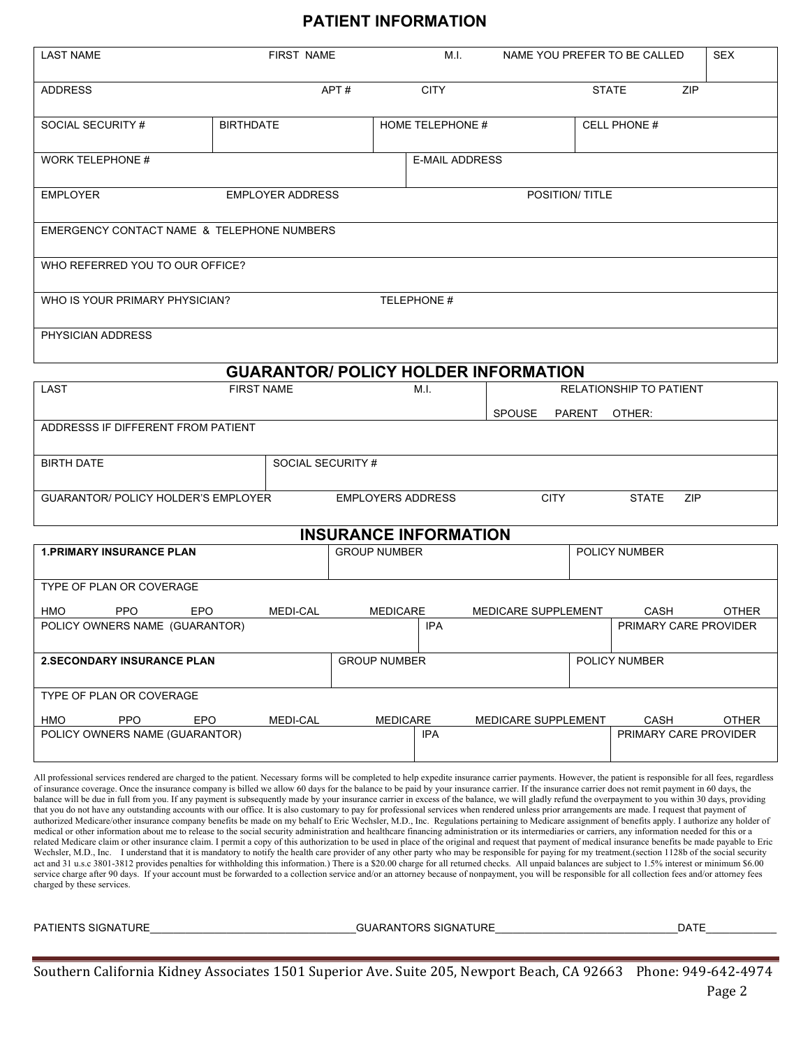# PATIENT INFORMATION

| LAST NAME | FIRST NAME | M.I. | NAME YOU PREFER TO BE CALLED | SEX |
|---|---|---|---|---|
| | | | | |

| ADDRESS | APT # | CITY | STATE | ZIP |
|---|---|---|---|---|
| | | | | |

| SOCIAL SECURITY # | BIRTHDATE | HOME TELEPHONE # | CELL PHONE # |
|---|---|---|---|
| | | | |

| WORK TELEPHONE # | E-MAIL ADDRESS |
|---|---|
| | |

| EMPLOYER | EMPLOYER ADDRESS | POSITION/ TITLE |
|---|---|---|
| | | |

EMERGENCY CONTACT NAME & TELEPHONE NUMBERS

WHO REFERRED YOU TO OUR OFFICE?

| WHO IS YOUR PRIMARY PHYSICIAN? | TELEPHONE # |
|---|---|
| | |

PHYSICIAN ADDRESS

## GUARANTOR/ POLICY HOLDER INFORMATION

| LAST | FIRST NAME | M.I. | RELATIONSHIP TO PATIENT |
|---|---|---|---|
| | | | SPOUSE PARENT OTHER: |

ADDRESSS IF DIFFERENT FROM PATIENT

| BIRTH DATE | SOCIAL SECURITY # |
|---|---|
| | |

| GUARANTOR/ POLICY HOLDER'S EMPLOYER | EMPLOYERS ADDRESS | CITY | STATE | ZIP |
|---|---|---|---|---|
| | | | | |

## INSURANCE INFORMATION

| **1.PRIMARY INSURANCE PLAN** | GROUP NUMBER | POLICY NUMBER |
|---|---|---|
| | | |

TYPE OF PLAN OR COVERAGE

HMO PPO EPO MEDI-CAL MEDICARE MEDICARE SUPPLEMENT CASH OTHER

| POLICY OWNERS NAME (GUARANTOR) | IPA | PRIMARY CARE PROVIDER |
|---|---|---|
| | | |

| **2.SECONDARY INSURANCE PLAN** | GROUP NUMBER | POLICY NUMBER |
|---|---|---|
| | | |

TYPE OF PLAN OR COVERAGE

HMO PPO EPO MEDI-CAL MEDICARE MEDICARE SUPPLEMENT CASH OTHER

| POLICY OWNERS NAME (GUARANTOR) | IPA | PRIMARY CARE PROVIDER |
|---|---|---|
| | | |

All professional services rendered are charged to the patient. Necessary forms will be completed to help expedite insurance carrier payments. However, the patient is responsible for all fees, regardless of insurance coverage. Once the insurance company is billed we allow 60 days for the balance to be paid by your insurance carrier. If the insurance carrier does not remit payment in 60 days, the balance will be due in full from you. If any payment is subsequently made by your insurance carrier in excess of the balance, we will gladly refund the overpayment to you within 30 days, providing that you do not have any outstanding accounts with our office. It is also customary to pay for professional services when rendered unless prior arrangements are made. I request that payment of authorized Medicare/other insurance company benefits be made on my behalf to Eric Wechsler, M.D., Inc. Regulations pertaining to Medicare assignment of benefits apply. I authorize any holder of medical or other information about me to release to the social security administration and healthcare financing administration or its intermediaries or carriers, any information needed for this or a related Medicare claim or other insurance claim. I permit a copy of this authorization to be used in place of the original and request that payment of medical insurance benefits be made payable to Eric Wechsler, M.D., Inc. I understand that it is mandatory to notify the health care provider of any other party who may be responsible for paying for my treatment.(section 1128b of the social security act and 31 u.s.c 3801-3812 provides penalties for withholding this information.) There is a $20.00 charge for all returned checks. All unpaid balances are subject to 1.5% interest or minimum $6.00 service charge after 90 days. If your account must be forwarded to a collection service and/or an attorney because of nonpayment, you will be responsible for all collection fees and/or attorney fees charged by these services.

PATIENTS SIGNATURE__________________________________GUARANTORS SIGNATURE______________________________DATE____________

Southern California Kidney Associates 1501 Superior Ave. Suite 205, Newport Beach, CA 92663 Phone: 949-642-4974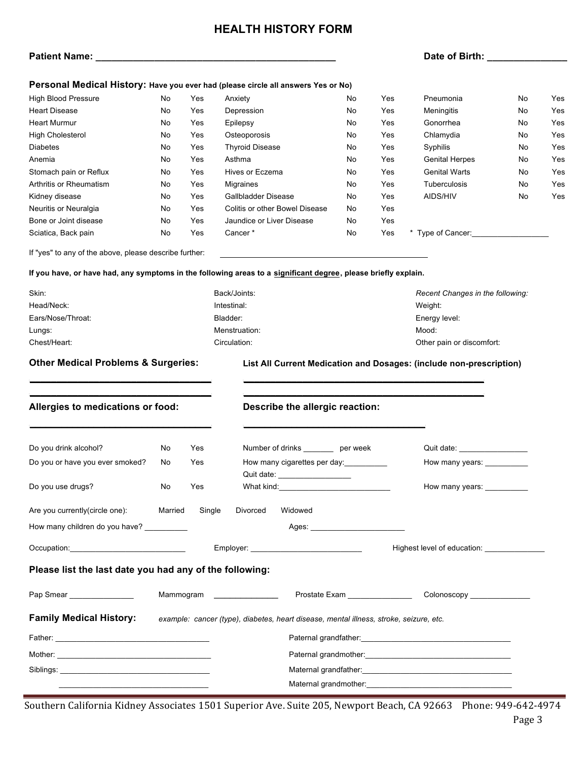# HEALTH HISTORY FORM

**Patient Name:** ____________________________________________ **Date of Birth:** _______________

## Personal Medical History: Have you ever had (please circle all answers Yes or No)

| Condition | | | Condition | | | Condition | | |
|---|---|---|---|---|---|---|---|---|
| High Blood Pressure | No | Yes | Anxiety | No | Yes | Pneumonia | No | Yes |
| Heart Disease | No | Yes | Depression | No | Yes | Meningitis | No | Yes |
| Heart Murmur | No | Yes | Epilepsy | No | Yes | Gonorrhea | No | Yes |
| High Cholesterol | No | Yes | Osteoporosis | No | Yes | Chlamydia | No | Yes |
| Diabetes | No | Yes | Thyroid Disease | No | Yes | Syphilis | No | Yes |
| Anemia | No | Yes | Asthma | No | Yes | Genital Herpes | No | Yes |
| Stomach pain or Reflux | No | Yes | Hives or Eczema | No | Yes | Genital Warts | No | Yes |
| Arthritis or Rheumatism | No | Yes | Migraines | No | Yes | Tuberculosis | No | Yes |
| Kidney disease | No | Yes | Gallbladder Disease | No | Yes | AIDS/HIV | No | Yes |
| Neuritis or Neuralgia | No | Yes | Colitis or other Bowel Disease | No | Yes | | | |
| Bone or Joint disease | No | Yes | Jaundice or Liver Disease | No | Yes | | | |
| Sciatica, Back pain | No | Yes | Cancer * | No | Yes | * Type of Cancer:__________________ | | |

If "yes" to any of the above, please describe further: ________________________________________________

**If you have, or have had, any symptoms in the following areas to a significant degree, please briefly explain.**

| | | |
|---|---|---|
| Skin: | Back/Joints: | *Recent Changes in the following:* |
| Head/Neck: | Intestinal: | Weight: |
| Ears/Nose/Throat: | Bladder: | Energy level: |
| Lungs: | Menstruation: | Mood: |
| Chest/Heart: | Circulation: | Other pain or discomfort: |

**Other Medical Problems & Surgeries:**

________________________________

________________________________

**List All Current Medication and Dosages: (include non-prescription)**

____________________________________________

____________________________________________

**Allergies to medications or food:**

________________________________

**Describe the allergic reaction:**

________________________________

| | | | | |
|---|---|---|---|---|
| Do you drink alcohol? | No | Yes | Number of drinks _______ per week | Quit date: ________________ |
| Do you or have you ever smoked? | No | Yes | How many cigarettes per day:__________ Quit date: _________________ | How many years: __________ |
| Do you use drugs? | No | Yes | What kind:__________________________ | How many years: __________ |

Are you currently(circle one): Married Single Divorced Widowed

How many children do you have? __________ Ages: ______________________

Occupation:__________________________ Employer: __________________________ Highest level of education: ______________

## Please list the last date you had any of the following:

Pap Smear _______________ Mammogram _______________ Prostate Exam _______________ Colonoscopy ______________

## Family Medical History:

*example: cancer (type), diabetes, heart disease, mental illness, stroke, seizure, etc.*

Father: ___________________________________ Paternal grandfather:___________________________________

Mother: ___________________________________ Paternal grandmother:__________________________________

Siblings: __________________________________ Maternal grandfather:___________________________________

___________________________________ Maternal grandmother:__________________________________

Southern California Kidney Associates 1501 Superior Ave. Suite 205, Newport Beach, CA 92663 Phone: 949-642-4974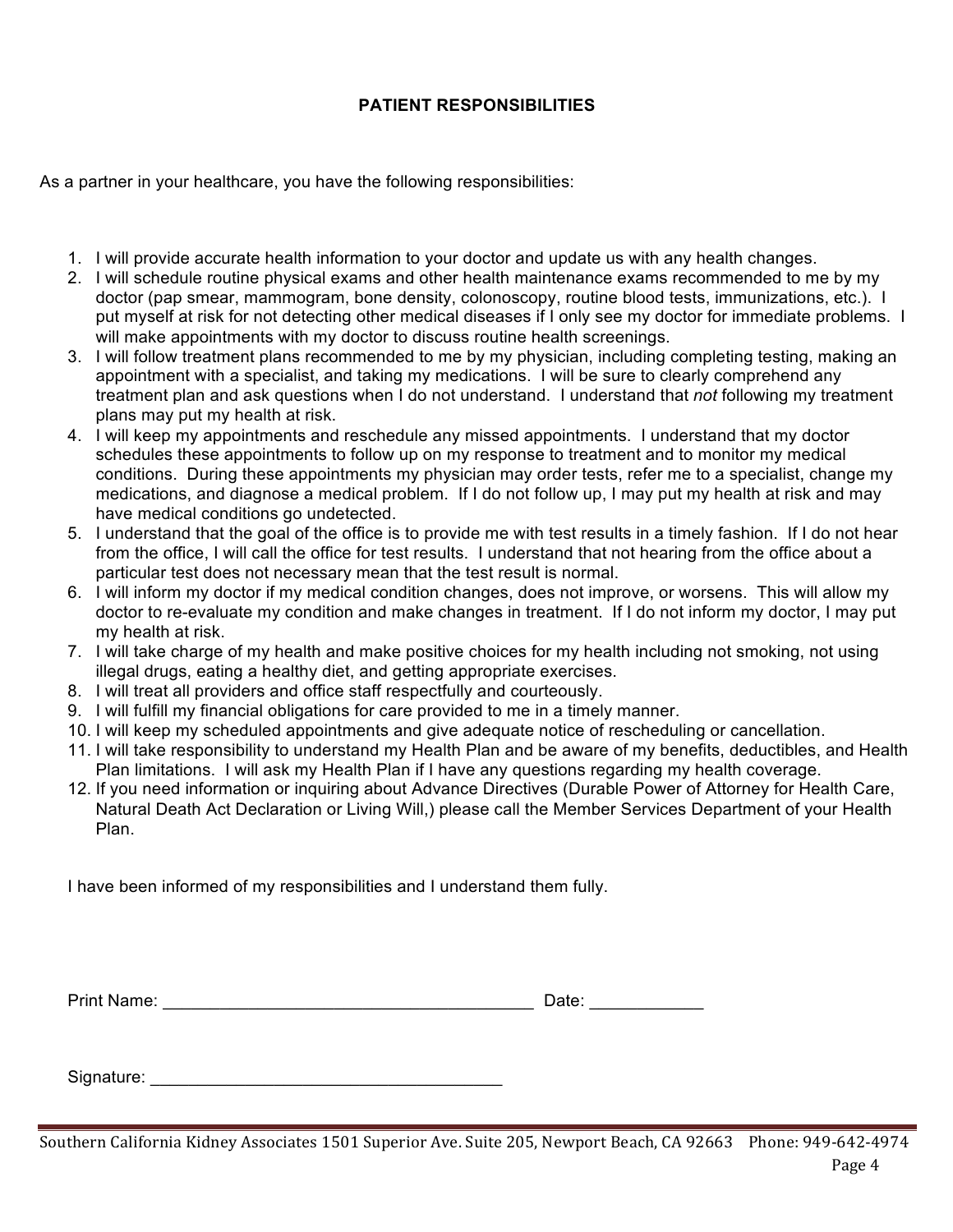## PATIENT RESPONSIBILITIES

As a partner in your healthcare, you have the following responsibilities:

1. I will provide accurate health information to your doctor and update us with any health changes.
2. I will schedule routine physical exams and other health maintenance exams recommended to me by my doctor (pap smear, mammogram, bone density, colonoscopy, routine blood tests, immunizations, etc.). I put myself at risk for not detecting other medical diseases if I only see my doctor for immediate problems. I will make appointments with my doctor to discuss routine health screenings.
3. I will follow treatment plans recommended to me by my physician, including completing testing, making an appointment with a specialist, and taking my medications. I will be sure to clearly comprehend any treatment plan and ask questions when I do not understand. I understand that *not* following my treatment plans may put my health at risk.
4. I will keep my appointments and reschedule any missed appointments. I understand that my doctor schedules these appointments to follow up on my response to treatment and to monitor my medical conditions. During these appointments my physician may order tests, refer me to a specialist, change my medications, and diagnose a medical problem. If I do not follow up, I may put my health at risk and may have medical conditions go undetected.
5. I understand that the goal of the office is to provide me with test results in a timely fashion. If I do not hear from the office, I will call the office for test results. I understand that not hearing from the office about a particular test does not necessary mean that the test result is normal.
6. I will inform my doctor if my medical condition changes, does not improve, or worsens. This will allow my doctor to re-evaluate my condition and make changes in treatment. If I do not inform my doctor, I may put my health at risk.
7. I will take charge of my health and make positive choices for my health including not smoking, not using illegal drugs, eating a healthy diet, and getting appropriate exercises.
8. I will treat all providers and office staff respectfully and courteously.
9. I will fulfill my financial obligations for care provided to me in a timely manner.
10. I will keep my scheduled appointments and give adequate notice of rescheduling or cancellation.
11. I will take responsibility to understand my Health Plan and be aware of my benefits, deductibles, and Health Plan limitations. I will ask my Health Plan if I have any questions regarding my health coverage.
12. If you need information or inquiring about Advance Directives (Durable Power of Attorney for Health Care, Natural Death Act Declaration or Living Will,) please call the Member Services Department of your Health Plan.

I have been informed of my responsibilities and I understand them fully.

Print Name: _______________________________________ Date: ____________

Signature: ____________________________________

Southern California Kidney Associates 1501 Superior Ave. Suite 205, Newport Beach, CA 92663 Phone: 949-642-4974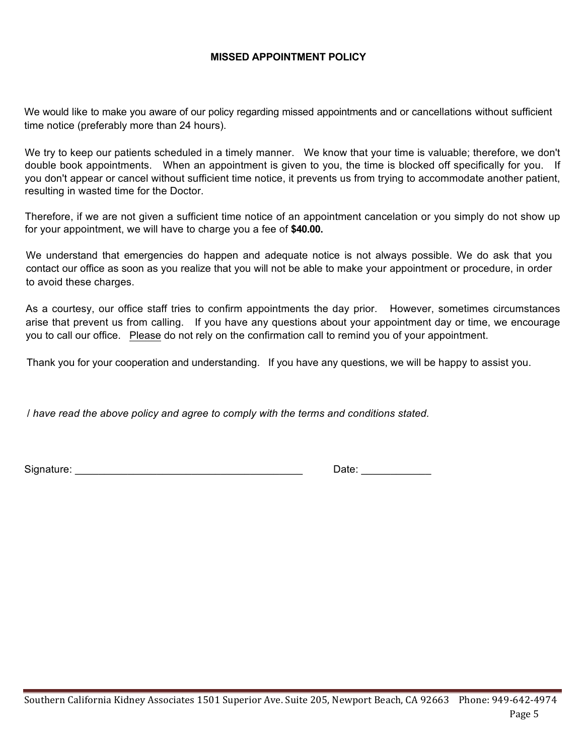# MISSED APPOINTMENT POLICY

We would like to make you aware of our policy regarding missed appointments and or cancellations without sufficient time notice (preferably more than 24 hours).

We try to keep our patients scheduled in a timely manner. We know that your time is valuable; therefore, we don't double book appointments. When an appointment is given to you, the time is blocked off specifically for you. If you don't appear or cancel without sufficient time notice, it prevents us from trying to accommodate another patient, resulting in wasted time for the Doctor.

Therefore, if we are not given a sufficient time notice of an appointment cancelation or you simply do not show up for your appointment, we will have to charge you a fee of **$40.00.**

We understand that emergencies do happen and adequate notice is not always possible. We do ask that you contact our office as soon as you realize that you will not be able to make your appointment or procedure, in order to avoid these charges.

As a courtesy, our office staff tries to confirm appointments the day prior. However, sometimes circumstances arise that prevent us from calling. If you have any questions about your appointment day or time, we encourage you to call our office. <u>Please</u> do not rely on the confirmation call to remind you of your appointment.

Thank you for your cooperation and understanding. If you have any questions, we will be happy to assist you.

*I have read the above policy and agree to comply with the terms and conditions stated.*

Signature: ________________________________________ Date: ____________

Southern California Kidney Associates 1501 Superior Ave. Suite 205, Newport Beach, CA 92663 Phone: 949-642-4974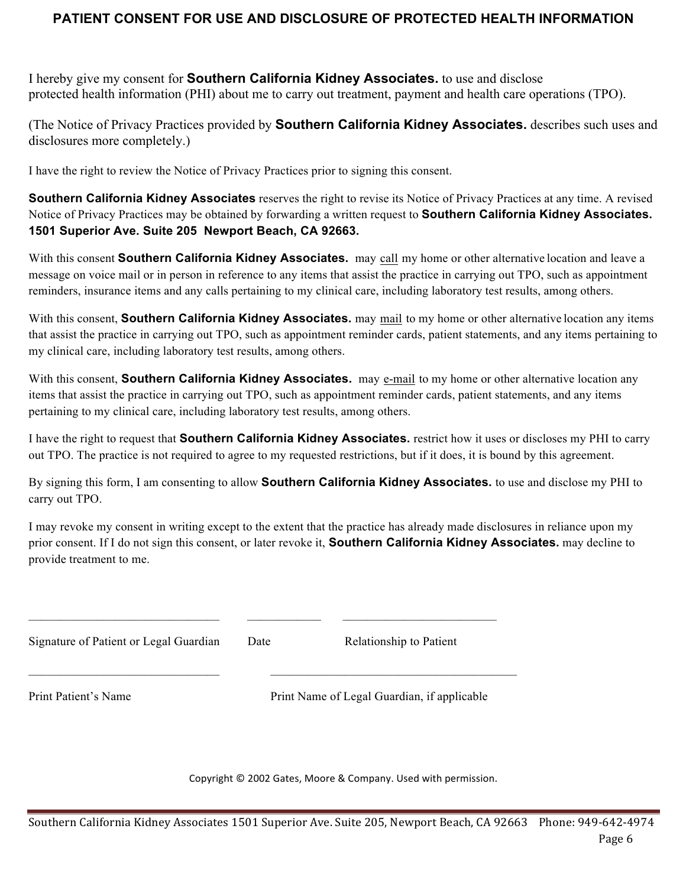# PATIENT CONSENT FOR USE AND DISCLOSURE OF PROTECTED HEALTH INFORMATION

I hereby give my consent for **Southern California Kidney Associates.** to use and disclose protected health information (PHI) about me to carry out treatment, payment and health care operations (TPO).

(The Notice of Privacy Practices provided by **Southern California Kidney Associates.** describes such uses and disclosures more completely.)

I have the right to review the Notice of Privacy Practices prior to signing this consent.

**Southern California Kidney Associates** reserves the right to revise its Notice of Privacy Practices at any time. A revised Notice of Privacy Practices may be obtained by forwarding a written request to **Southern California Kidney Associates. 1501 Superior Ave. Suite 205 Newport Beach, CA 92663.**

With this consent **Southern California Kidney Associates.** may <u>call</u> my home or other alternative location and leave a message on voice mail or in person in reference to any items that assist the practice in carrying out TPO, such as appointment reminders, insurance items and any calls pertaining to my clinical care, including laboratory test results, among others.

With this consent, **Southern California Kidney Associates.** may <u>mail</u> to my home or other alternative location any items that assist the practice in carrying out TPO, such as appointment reminder cards, patient statements, and any items pertaining to my clinical care, including laboratory test results, among others.

With this consent, **Southern California Kidney Associates.** may <u>e-mail</u> to my home or other alternative location any items that assist the practice in carrying out TPO, such as appointment reminder cards, patient statements, and any items pertaining to my clinical care, including laboratory test results, among others.

I have the right to request that **Southern California Kidney Associates.** restrict how it uses or discloses my PHI to carry out TPO. The practice is not required to agree to my requested restrictions, but if it does, it is bound by this agreement.

By signing this form, I am consenting to allow **Southern California Kidney Associates.** to use and disclose my PHI to carry out TPO.

I may revoke my consent in writing except to the extent that the practice has already made disclosures in reliance upon my prior consent. If I do not sign this consent, or later revoke it, **Southern California Kidney Associates.** may decline to provide treatment to me.

_______________________________ ____________ __________________________

Signature of Patient or Legal Guardian Date Relationship to Patient

_______________________________ __________________________________________

Print Patient's Name Print Name of Legal Guardian, if applicable

Copyright © 2002 Gates, Moore & Company. Used with permission.

Southern California Kidney Associates 1501 Superior Ave. Suite 205, Newport Beach, CA 92663 Phone: 949-642-4974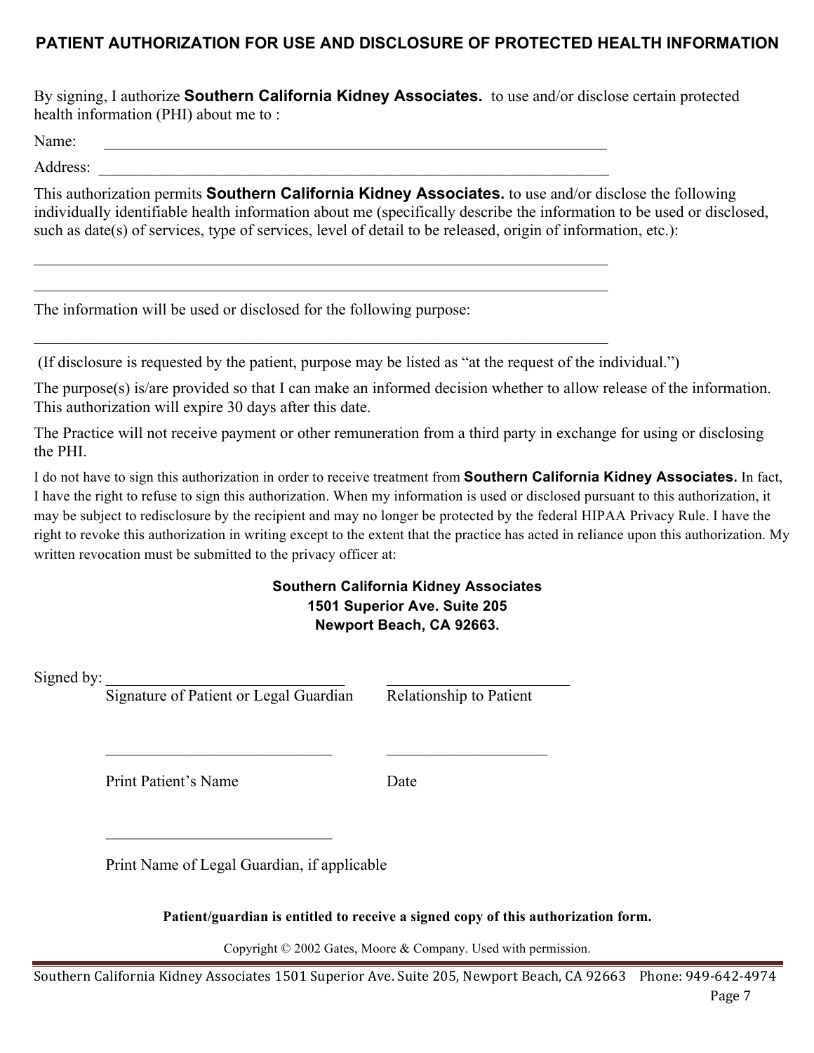# PATIENT AUTHORIZATION FOR USE AND DISCLOSURE OF PROTECTED HEALTH INFORMATION

By signing, I authorize **Southern California Kidney Associates.** to use and/or disclose certain protected health information (PHI) about me to :

Name: ________________________________________________________________

Address: ________________________________________________________________

This authorization permits **Southern California Kidney Associates.** to use and/or disclose the following individually identifiable health information about me (specifically describe the information to be used or disclosed, such as date(s) of services, type of services, level of detail to be released, origin of information, etc.):

________________________________________________________________________

________________________________________________________________________

The information will be used or disclosed for the following purpose:

________________________________________________________________________

(If disclosure is requested by the patient, purpose may be listed as "at the request of the individual.")

The purpose(s) is/are provided so that I can make an informed decision whether to allow release of the information. This authorization will expire 30 days after this date.

The Practice will not receive payment or other remuneration from a third party in exchange for using or disclosing the PHI.

I do not have to sign this authorization in order to receive treatment from **Southern California Kidney Associates.** In fact, I have the right to refuse to sign this authorization. When my information is used or disclosed pursuant to this authorization, it may be subject to redisclosure by the recipient and may no longer be protected by the federal HIPAA Privacy Rule. I have the right to revoke this authorization in writing except to the extent that the practice has acted in reliance upon this authorization. My written revocation must be submitted to the privacy officer at:

**Southern California Kidney Associates**
**1501 Superior Ave. Suite 205**
**Newport Beach, CA 92663.**

Signed by: ______________________________ ______________________
Signature of Patient or Legal Guardian Relationship to Patient

______________________________ ______________________
Print Patient's Name Date

______________________________
Print Name of Legal Guardian, if applicable

**Patient/guardian is entitled to receive a signed copy of this authorization form.**

Copyright © 2002 Gates, Moore & Company. Used with permission.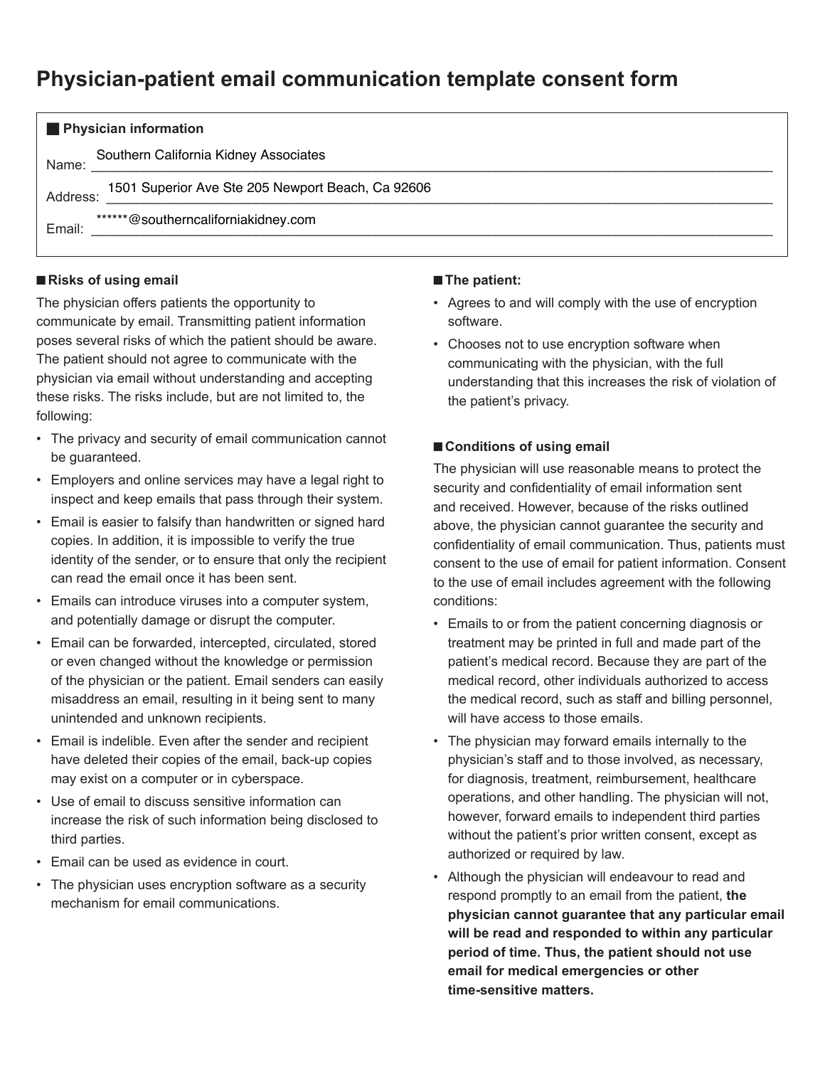# Physician-patient email communication template consent form

**Physician information**

Name: Southern California Kidney Associates

Address: 1501 Superior Ave Ste 205 Newport Beach, Ca 92606

Email: ******@southerncaliforniakidney.com

## Risks of using email

The physician offers patients the opportunity to communicate by email. Transmitting patient information poses several risks of which the patient should be aware. The patient should not agree to communicate with the physician via email without understanding and accepting these risks. The risks include, but are not limited to, the following:

- The privacy and security of email communication cannot be guaranteed.
- Employers and online services may have a legal right to inspect and keep emails that pass through their system.
- Email is easier to falsify than handwritten or signed hard copies. In addition, it is impossible to verify the true identity of the sender, or to ensure that only the recipient can read the email once it has been sent.
- Emails can introduce viruses into a computer system, and potentially damage or disrupt the computer.
- Email can be forwarded, intercepted, circulated, stored or even changed without the knowledge or permission of the physician or the patient. Email senders can easily misaddress an email, resulting in it being sent to many unintended and unknown recipients.
- Email is indelible. Even after the sender and recipient have deleted their copies of the email, back-up copies may exist on a computer or in cyberspace.
- Use of email to discuss sensitive information can increase the risk of such information being disclosed to third parties.
- Email can be used as evidence in court.
- The physician uses encryption software as a security mechanism for email communications.

## The patient:

- Agrees to and will comply with the use of encryption software.
- Chooses not to use encryption software when communicating with the physician, with the full understanding that this increases the risk of violation of the patient's privacy.

## Conditions of using email

The physician will use reasonable means to protect the security and confidentiality of email information sent and received. However, because of the risks outlined above, the physician cannot guarantee the security and confidentiality of email communication. Thus, patients must consent to the use of email for patient information. Consent to the use of email includes agreement with the following conditions:

- Emails to or from the patient concerning diagnosis or treatment may be printed in full and made part of the patient's medical record. Because they are part of the medical record, other individuals authorized to access the medical record, such as staff and billing personnel, will have access to those emails.
- The physician may forward emails internally to the physician's staff and to those involved, as necessary, for diagnosis, treatment, reimbursement, healthcare operations, and other handling. The physician will not, however, forward emails to independent third parties without the patient's prior written consent, except as authorized or required by law.
- Although the physician will endeavour to read and respond promptly to an email from the patient, **the physician cannot guarantee that any particular email will be read and responded to within any particular period of time. Thus, the patient should not use email for medical emergencies or other time-sensitive matters.**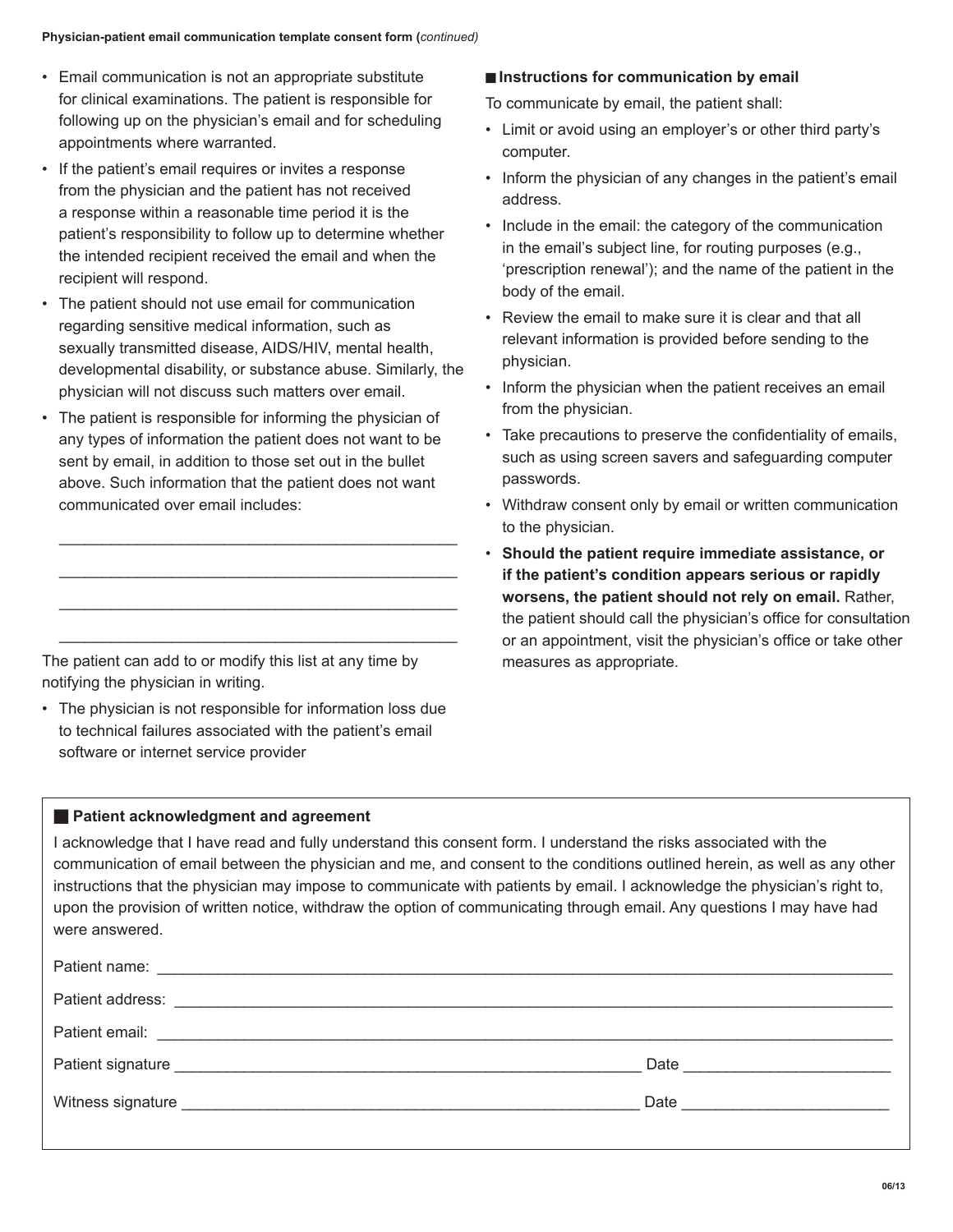- Email communication is not an appropriate substitute for clinical examinations. The patient is responsible for following up on the physician's email and for scheduling appointments where warranted.
- If the patient's email requires or invites a response from the physician and the patient has not received a response within a reasonable time period it is the patient's responsibility to follow up to determine whether the intended recipient received the email and when the recipient will respond.
- The patient should not use email for communication regarding sensitive medical information, such as sexually transmitted disease, AIDS/HIV, mental health, developmental disability, or substance abuse. Similarly, the physician will not discuss such matters over email.
- The patient is responsible for informing the physician of any types of information the patient does not want to be sent by email, in addition to those set out in the bullet above. Such information that the patient does not want communicated over email includes:

\_\_\_\_\_\_\_\_\_\_\_\_\_\_\_\_\_\_\_\_\_\_\_\_\_\_\_\_\_\_\_\_\_\_\_\_\_\_\_\_\_\_\_\_

\_\_\_\_\_\_\_\_\_\_\_\_\_\_\_\_\_\_\_\_\_\_\_\_\_\_\_\_\_\_\_\_\_\_\_\_\_\_\_\_\_\_\_\_

\_\_\_\_\_\_\_\_\_\_\_\_\_\_\_\_\_\_\_\_\_\_\_\_\_\_\_\_\_\_\_\_\_\_\_\_\_\_\_\_\_\_\_\_

\_\_\_\_\_\_\_\_\_\_\_\_\_\_\_\_\_\_\_\_\_\_\_\_\_\_\_\_\_\_\_\_\_\_\_\_\_\_\_\_\_\_\_\_

The patient can add to or modify this list at any time by notifying the physician in writing.

- The physician is not responsible for information loss due to technical failures associated with the patient's email software or internet service provider

## Instructions for communication by email

To communicate by email, the patient shall:

- Limit or avoid using an employer's or other third party's computer.
- Inform the physician of any changes in the patient's email address.
- Include in the email: the category of the communication in the email's subject line, for routing purposes (e.g., 'prescription renewal'); and the name of the patient in the body of the email.
- Review the email to make sure it is clear and that all relevant information is provided before sending to the physician.
- Inform the physician when the patient receives an email from the physician.
- Take precautions to preserve the confidentiality of emails, such as using screen savers and safeguarding computer passwords.
- Withdraw consent only by email or written communication to the physician.
- **Should the patient require immediate assistance, or if the patient's condition appears serious or rapidly worsens, the patient should not rely on email.** Rather, the patient should call the physician's office for consultation or an appointment, visit the physician's office or take other measures as appropriate.

## Patient acknowledgment and agreement

I acknowledge that I have read and fully understand this consent form. I understand the risks associated with the communication of email between the physician and me, and consent to the conditions outlined herein, as well as any other instructions that the physician may impose to communicate with patients by email. I acknowledge the physician's right to, upon the provision of written notice, withdraw the option of communicating through email. Any questions I may have had were answered.

Patient name: \_\_\_\_\_\_\_\_\_\_\_\_\_\_\_\_\_\_\_\_\_\_\_\_\_\_\_\_\_\_\_\_\_\_\_\_\_\_\_\_

Patient address: \_\_\_\_\_\_\_\_\_\_\_\_\_\_\_\_\_\_\_\_\_\_\_\_\_\_\_\_\_\_\_\_\_\_\_\_\_\_\_\_

Patient email: \_\_\_\_\_\_\_\_\_\_\_\_\_\_\_\_\_\_\_\_\_\_\_\_\_\_\_\_\_\_\_\_\_\_\_\_\_\_\_\_

Patient signature \_\_\_\_\_\_\_\_\_\_\_\_\_\_\_\_\_\_\_\_\_\_\_\_\_\_\_\_ Date \_\_\_\_\_\_\_\_\_\_\_\_

Witness signature \_\_\_\_\_\_\_\_\_\_\_\_\_\_\_\_\_\_\_\_\_\_\_\_\_\_\_\_ Date \_\_\_\_\_\_\_\_\_\_\_\_

06/13